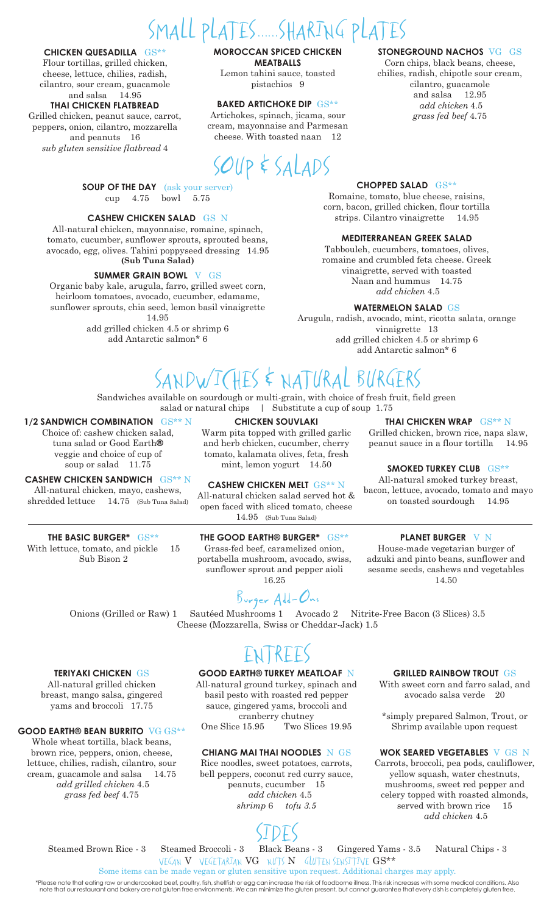# SMALL PLATES......SHARING PLATES

**CHICKEN QUESADILLA** GS**
Flour tortillas, grilled chicken, cheese, lettuce, chilies, radish, cilantro, sour cream, guacamole and salsa 14.95

**THAI CHICKEN FLATBREAD**
Grilled chicken, peanut sauce, carrot, peppers, onion, cilantro, mozzarella and peanuts 16
*sub gluten sensitive flatbread* 4

**MOROCCAN SPICED CHICKEN MEATBALLS**
Lemon tahini sauce, toasted pistachios 9

**BAKED ARTICHOKE DIP** GS**
Artichokes, spinach, jicama, sour cream, mayonnaise and Parmesan cheese. With toasted naan 12

**STONEGROUND NACHOS** VG GS
Corn chips, black beans, cheese, chilies, radish, chipotle sour cream, cilantro, guacamole and salsa 12.95
*add chicken* 4.5
*grass fed beef* 4.75

# SOUP & SALADS

**SOUP OF THE DAY** (ask your server)
cup 4.75 bowl 5.75

**CASHEW CHICKEN SALAD** GS N
All-natural chicken, mayonnaise, romaine, spinach, tomato, cucumber, sunflower sprouts, sprouted beans, avocado, egg, olives. Tahini poppyseed dressing 14.95
**(Sub Tuna Salad)**

**SUMMER GRAIN BOWL** V GS
Organic baby kale, arugula, farro, grilled sweet corn, heirloom tomatoes, avocado, cucumber, edamame, sunflower sprouts, chia seed, lemon basil vinaigrette 14.95
add grilled chicken 4.5 or shrimp 6
add Antarctic salmon* 6

**CHOPPED SALAD** GS**
Romaine, tomato, blue cheese, raisins, corn, bacon, grilled chicken, flour tortilla strips. Cilantro vinaigrette 14.95

**MEDITERRANEAN GREEK SALAD**
Tabbouleh, cucumbers, tomatoes, olives, romaine and crumbled feta cheese. Greek vinaigrette, served with toasted Naan and hummus 14.75
*add chicken* 4.5

**WATERMELON SALAD** GS
Arugula, radish, avocado, mint, ricotta salata, orange vinaigrette 13
add grilled chicken 4.5 or shrimp 6
add Antarctic salmon* 6

# SANDWICHES & NATURAL BURGERS

Sandwiches available on sourdough or multi-grain, with choice of fresh fruit, field green salad or natural chips | Substitute a cup of soup 1.75

**1/2 SANDWICH COMBINATION** GS** N
Choice of: cashew chicken salad, tuna salad or Good Earth® veggie and choice of cup of soup or salad 11.75

**CASHEW CHICKEN SANDWICH** GS** N
All-natural chicken, mayo, cashews, shredded lettuce 14.75 (Sub Tuna Salad)

**CHICKEN SOUVLAKI**
Warm pita topped with grilled garlic and herb chicken, cucumber, cherry tomato, kalamata olives, feta, fresh mint, lemon yogurt 14.50

**CASHEW CHICKEN MELT** GS** N
All-natural chicken salad served hot & open faced with sliced tomato, cheese 14.95 (Sub Tuna Salad)

**THAI CHICKEN WRAP** GS** N
Grilled chicken, brown rice, napa slaw, peanut sauce in a flour tortilla 14.95

**SMOKED TURKEY CLUB** GS**
All-natural smoked turkey breast, bacon, lettuce, avocado, tomato and mayo on toasted sourdough 14.95

**THE BASIC BURGER*** GS**
With lettuce, tomato, and pickle 15
Sub Bison 2

**THE GOOD EARTH® BURGER*** GS**
Grass-fed beef, caramelized onion, portabella mushroom, avocado, swiss, sunflower sprout and pepper aioli 16.25

**PLANET BURGER** V N
House-made vegetarian burger of adzuki and pinto beans, sunflower and sesame seeds, cashews and vegetables 14.50

## Burger Add-Ons

Onions (Grilled or Raw) 1 Sautéed Mushrooms 1 Avocado 2 Nitrite-Free Bacon (3 Slices) 3.5
Cheese (Mozzarella, Swiss or Cheddar-Jack) 1.5

# ENTREES

**TERIYAKI CHICKEN** GS
All-natural grilled chicken breast, mango salsa, gingered yams and broccoli 17.75

**GOOD EARTH® BEAN BURRITO** VG GS**
Whole wheat tortilla, black beans, brown rice, peppers, onion, cheese, lettuce, chilies, radish, cilantro, sour cream, guacamole and salsa 14.75
*add grilled chicken* 4.5
*grass fed beef* 4.75

**GOOD EARTH® TURKEY MEATLOAF** N
All-natural ground turkey, spinach and basil pesto with roasted red pepper sauce, gingered yams, broccoli and cranberry chutney
One Slice 15.95 Two Slices 19.95

**CHIANG MAI THAI NOODLES** N GS
Rice noodles, sweet potatoes, carrots, bell peppers, coconut red curry sauce, peanuts, cucumber 15
*add chicken* 4.5
*shrimp* 6 *tofu 3.5*

**GRILLED RAINBOW TROUT** GS
With sweet corn and farro salad, and avocado salsa verde 20

*simply prepared Salmon, Trout, or Shrimp available upon request

**WOK SEARED VEGETABLES** V GS N
Carrots, broccoli, pea pods, cauliflower, yellow squash, water chestnuts, mushrooms, sweet red pepper and celery topped with roasted almonds, served with brown rice 15
*add chicken* 4.5

# SIDES

Steamed Brown Rice - 3 Steamed Broccoli - 3 Black Beans - 3 Gingered Yams - 3.5 Natural Chips - 3

VEGAN V VEGETARIAN VG NUTS N GLUTEN SENSITIVE GS**

Some items can be made vegan or gluten sensitive upon request. Additional charges may apply.

*Please note that eating raw or undercooked beef, poultry, fish, shellfish or egg can increase the risk of foodborne illness. This risk increases with some medical conditions. Also note that our restaurant and bakery are not gluten free environments. We can minimize the gluten present, but cannot guarantee that every dish is completely gluten free.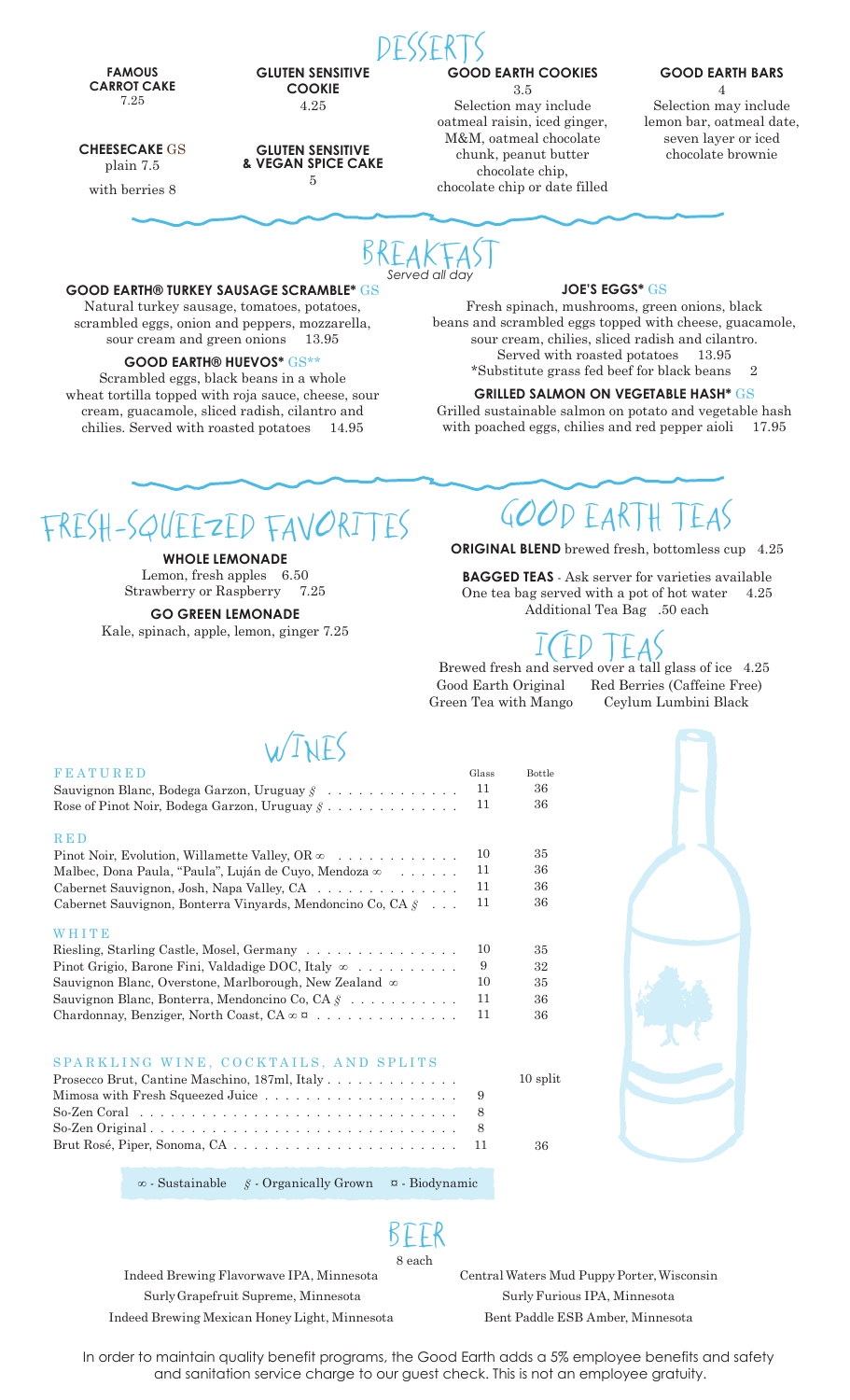# DESSERTS

**FAMOUS CARROT CAKE**
7.25

**CHEESECAKE** GS
plain 7.5
with berries 8

**GLUTEN SENSITIVE COOKIE**
4.25

**GLUTEN SENSITIVE & VEGAN SPICE CAKE**
5

**GOOD EARTH COOKIES**
3.5
Selection may include oatmeal raisin, iced ginger, M&M, oatmeal chocolate chunk, peanut butter chocolate chip, chocolate chip or date filled

**GOOD EARTH BARS**
4
Selection may include lemon bar, oatmeal date, seven layer or iced chocolate brownie

# BREAKFAST

*Served all day*

**GOOD EARTH® TURKEY SAUSAGE SCRAMBLE*** GS
Natural turkey sausage, tomatoes, potatoes, scrambled eggs, onion and peppers, mozzarella, sour cream and green onions 13.95

**GOOD EARTH® HUEVOS*** GS**
Scrambled eggs, black beans in a whole wheat tortilla topped with roja sauce, cheese, sour cream, guacamole, sliced radish, cilantro and chilies. Served with roasted potatoes 14.95

**JOE'S EGGS*** GS
Fresh spinach, mushrooms, green onions, black beans and scrambled eggs topped with cheese, guacamole, sour cream, chilies, sliced radish and cilantro. Served with roasted potatoes 13.95
*Substitute grass fed beef for black beans 2

**GRILLED SALMON ON VEGETABLE HASH*** GS
Grilled sustainable salmon on potato and vegetable hash with poached eggs, chilies and red pepper aioli 17.95

# FRESH-SQUEEZED FAVORITES

**WHOLE LEMONADE**
Lemon, fresh apples 6.50
Strawberry or Raspberry 7.25

**GO GREEN LEMONADE**
Kale, spinach, apple, lemon, ginger 7.25

# GOOD EARTH TEAS

**ORIGINAL BLEND** brewed fresh, bottomless cup 4.25

**BAGGED TEAS** - Ask server for varieties available
One tea bag served with a pot of hot water 4.25
Additional Tea Bag .50 each

## ICED TEAS

Brewed fresh and served over a tall glass of ice 4.25
Good Earth Original
Red Berries (Caffeine Free)
Green Tea with Mango
Ceylum Lumbini Black

# WINES

| | Glass | Bottle |
|---|---|---|
| **FEATURED** | | |
| Sauvignon Blanc, Bodega Garzon, Uruguay § | 11 | 36 |
| Rose of Pinot Noir, Bodega Garzon, Uruguay § | 11 | 36 |
| **RED** | | |
| Pinot Noir, Evolution, Willamette Valley, OR ∞ | 10 | 35 |
| Malbec, Dona Paula, "Paula", Luján de Cuyo, Mendoza ∞ | 11 | 36 |
| Cabernet Sauvignon, Josh, Napa Valley, CA | 11 | 36 |
| Cabernet Sauvignon, Bonterra Vinyards, Mendoncino Co, CA § | 11 | 36 |
| **WHITE** | | |
| Riesling, Starling Castle, Mosel, Germany | 10 | 35 |
| Pinot Grigio, Barone Fini, Valdadige DOC, Italy ∞ | 9 | 32 |
| Sauvignon Blanc, Overstone, Marlborough, New Zealand ∞ | 10 | 35 |
| Sauvignon Blanc, Bonterra, Mendoncino Co, CA § | 11 | 36 |
| Chardonnay, Benziger, North Coast, CA ∞ ¤ | 11 | 36 |
| **SPARKLING WINE, COCKTAILS, AND SPLITS** | | |
| Prosecco Brut, Cantine Maschino, 187ml, Italy | | 10 split |
| Mimosa with Fresh Squeezed Juice | 9 | |
| So-Zen Coral | 8 | |
| So-Zen Original | 8 | |
| Brut Rosé, Piper, Sonoma, CA | 11 | 36 |

∞ - Sustainable § - Organically Grown ¤ - Biodynamic

# BEER

8 each

Indeed Brewing Flavorwave IPA, Minnesota
Surly Grapefruit Supreme, Minnesota
Indeed Brewing Mexican Honey Light, Minnesota
Central Waters Mud Puppy Porter, Wisconsin
Surly Furious IPA, Minnesota
Bent Paddle ESB Amber, Minnesota

In order to maintain quality benefit programs, the Good Earth adds a 5% employee benefits and safety and sanitation service charge to our guest check. This is not an employee gratuity.